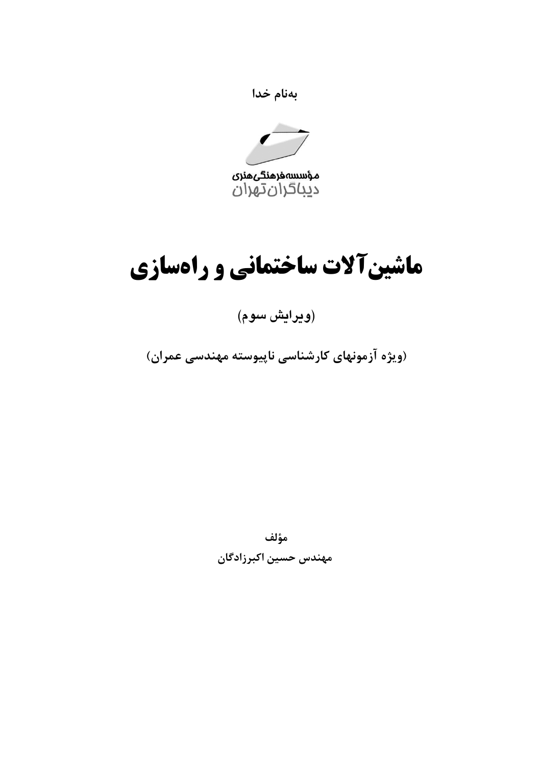به‌نام خدا

مؤسسه فرهنگی هنری
دیباگران تهران

# ماشین‌آلات ساختمانی و راه‌سازی

(ویرایش سوم)

(ویژه آزمونهای کارشناسی ناپیوسته مهندسی عمران)

مؤلف

مهندس حسین اکبرزادگان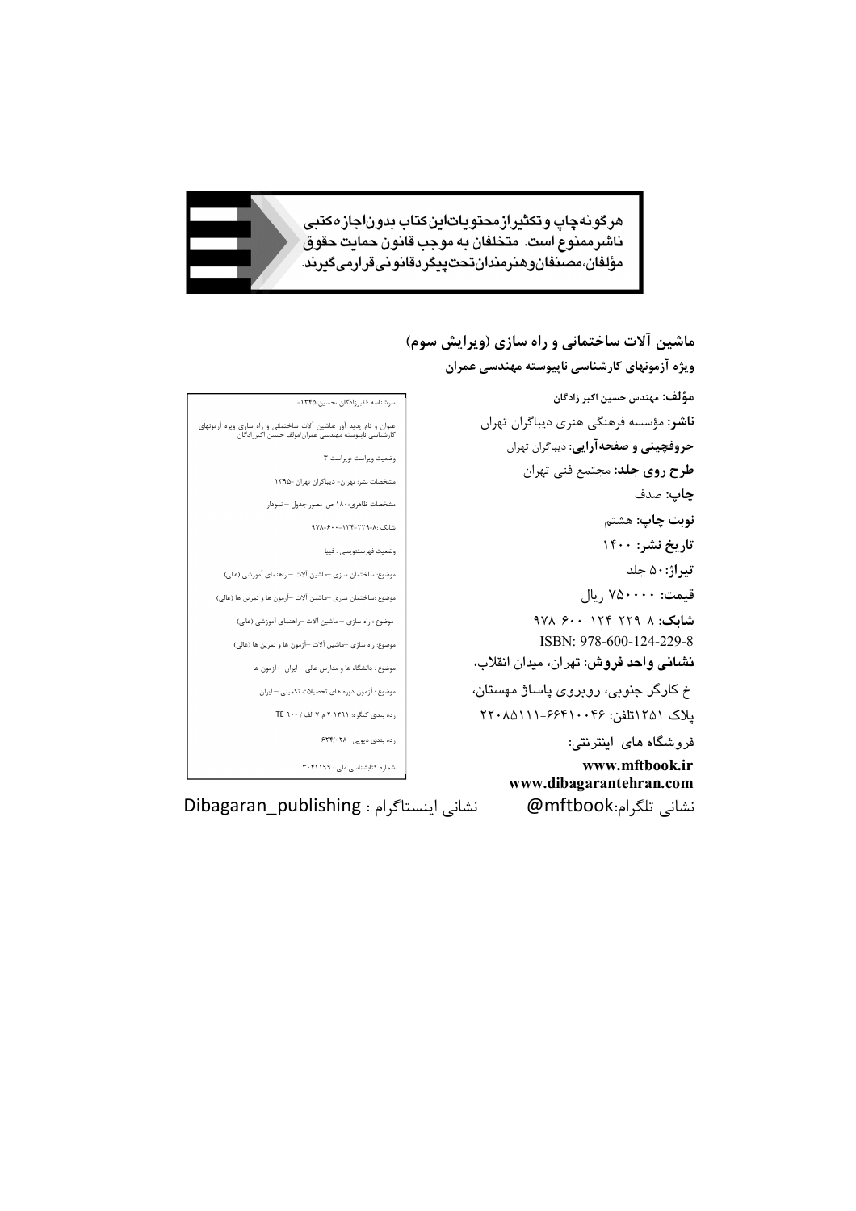هرگونه چاپ و تکثیر از محتویات این کتاب بدون اجازه کتبی ناشر ممنوع است. متخلفان به موجب قانون حمایت حقوق مؤلفان، مصنفان و هنرمندان تحت پیگرد قانونی قرار می‌گیرند.

**ماشین آلات ساختمانی و راه سازی (ویرایش سوم)**

**ویژه آزمونهای کارشناسی ناپیوسته مهندسی عمران**

**مؤلف:** مهندس حسین اکبر زادگان

**ناشر:** مؤسسه فرهنگی هنری دیباگران تهران

**حروفچینی و صفحه‌آرایی:** دیباگران تهران

**طرح روی جلد:** مجتمع فنی تهران

**چاپ:** صدف

**نوبت چاپ:** هشتم

**تاریخ نشر:** ۱۴۰۰

**تیراژ:** ۵۰ جلد

**قیمت:** ۷۵۰۰۰۰ ریال

**شابک:** ۸-۲۲۹-۱۲۴-۶۰۰-۹۷۸

ISBN: 978-600-124-229-8

**نشانی واحد فروش:** تهران، میدان انقلاب،

خ کارگر جنوبی، روبروی پاساژ مهستان،

پلاک ۱۲۵۱تلفن: ۶۶۴۱۰۰۴۶-۲۲۰۸۵۱۱۱

فروشگاه های اینترنتی:

**www.mftbook.ir**

**www.dibagarantehran.com**

نشانی تلگرام:@mftbook نشانی اینستاگرام : Dibagaran_publishing

سرشناسه :اکبرزادگان ،حسین،۱۳۴۵-

عنوان و نام پدید آور :ماشین آلات ساختمانی و راه سازی ویژه آزمونهای کارشناسی ناپیوسته مهندسی عمران/مولف حسین اکبرزادگان

وضعیت ویراست :ویراست ۳

مشخصات نشر: تهران- دیباگران تهران -۱۳۹۵

مشخصات ظاهری: ۱۸۰ ص. مصور،جدول – نمودار

شابک :۸-۲۲۹-۱۲۴-۶۰۰-۹۷۸

وضعیت فهرستنویسی : فیپا

موضوع: ساختمان سازی –ماشین آلات – راهنمای آموزشی (عالی)

موضوع :ساختمان سازی –ماشین آلات –آزمون ها و تمرین ها (عالی)

موضوع : راه سازی – ماشین آلات –راهنمای آموزشی (عالی)

موضوع: راه سازی –ماشین آلات –آزمون ها و تمرین ها (عالی)

موضوع : دانشگاه ها و مدارس عالی – ایران – آزمون ها

موضوع : آزمون دوره های تحصیلات تکمیلی – ایران

رده بندی کنگره: ۱۳۹۱ ۲ م ۷ الف / ۹۰۰ TE

رده بندی دیویی : ۶۲۴/۰۲۸

شماره کتابشناسی ملی : ۳۰۴۱۱۹۹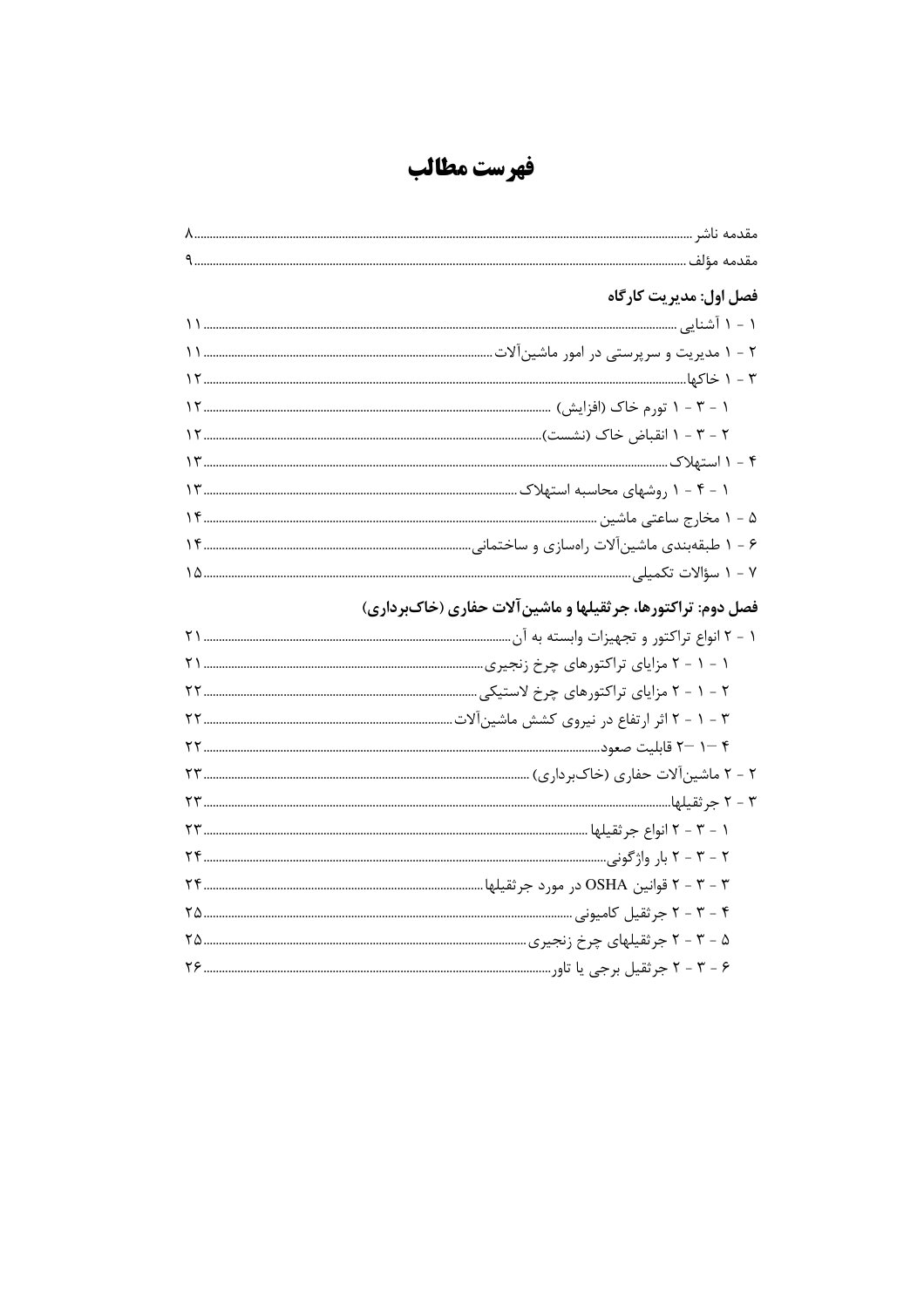# فهرست مطالب

مقدمه ناشر ........ ۸
مقدمه مؤلف ........ ۹

**فصل اول: مدیریت کارگاه**

۱ - ۱ آشنایی ........ ۱۱
۲ - ۱ مدیریت و سرپرستی در امور ماشین‌آلات ........ ۱۱
۳ - ۱ خاکها ........ ۱۲
۱ - ۳ - ۱ تورم خاک (افزایش) ........ ۱۲
۲ - ۳ - ۱ انقباض خاک (نشست) ........ ۱۲
۴ - ۱ استهلاک ........ ۱۳
۱ - ۴ - ۱ روشهای محاسبه استهلاک ........ ۱۳
۵ - ۱ مخارج ساعتی ماشین ........ ۱۴
۶ - ۱ طبقه‌بندی ماشین‌آلات راه‌سازی و ساختمانی ........ ۱۴
۷ - ۱ سؤالات تکمیلی ........ ۱۵

**فصل دوم: تراکتورها، جرثقیلها و ماشین‌آلات حفاری (خاکبرداری)**

۱ - ۲ انواع تراکتور و تجهیزات وابسته به آن ........ ۲۱
۱ - ۱ - ۲ مزایای تراکتورهای چرخ زنجیری ........ ۲۱
۲ - ۱ - ۲ مزایای تراکتورهای چرخ لاستیکی ........ ۲۲
۳ - ۱ - ۲ اثر ارتفاع در نیروی کشش ماشین‌آلات ........ ۲۲
۴ –۱ –۲ قابلیت صعود ........ ۲۲
۲ - ۲ ماشین‌آلات حفاری (خاکبرداری) ........ ۲۳
۳ - ۲ جرثقیلها ........ ۲۳
۱ - ۳ - ۲ انواع جرثقیلها ........ ۲۳
۲ - ۳ - ۲ بار واژگونی ........ ۲۴
۳ - ۳ - ۲ قوانین OSHA در مورد جرثقیلها ........ ۲۴
۴ - ۳ - ۲ جرثقیل کامیونی ........ ۲۵
۵ - ۳ - ۲ جرثقیلهای چرخ زنجیری ........ ۲۵
۶ - ۳ - ۲ جرثقیل برجی یا تاور ........ ۲۶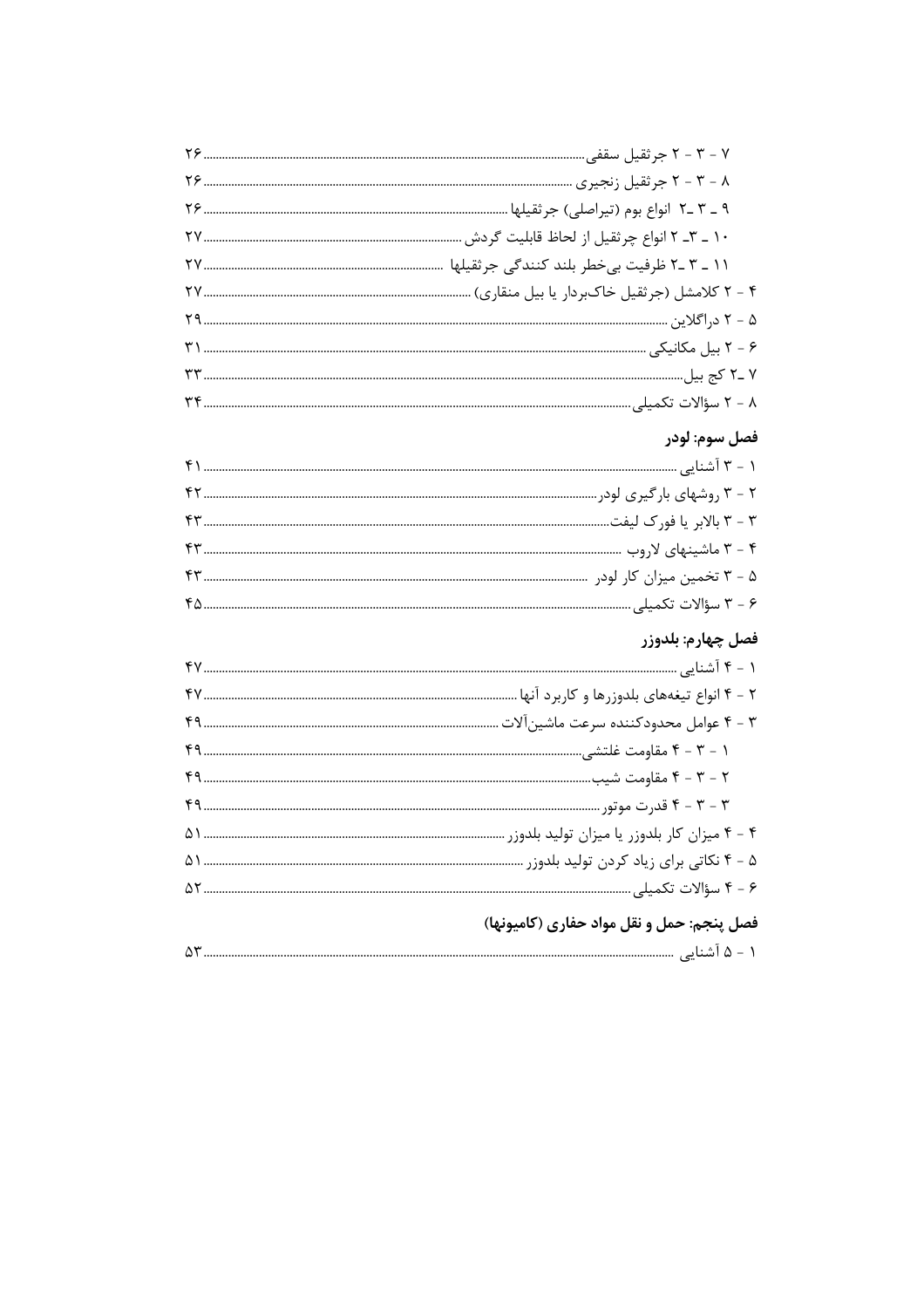۷ - ۳ - ۲ جرثقیل سقفی........................................................................................................۲۶

۸ - ۳ - ۲ جرثقیل زنجیری ......................................................................................................۲۶

۹ ـ ۳ ـ۲ انواع بوم (تیراصلی) جرثقیلها ......................................................................................۲۶

۱۰ ـ ۳ـ ۲ انواع چرثقیل از لحاظ قابلیت گردش ..............................................................................۲۷

۱۱ ـ ۳ ـ۲ ظرفیت بی‌خطر بلند کنندگی جرثقیلها ..........................................................................۲۷

۴ - ۲ کلامشل (جرثقیل خاک‌بردار یا بیل منقاری) ......................................................................۲۷

۵ - ۲ دراگلاین ........................................................................................................................۲۹

۶ - ۲ بیل مکانیکی ..................................................................................................................۳۱

۷ ـ۲ کج بیل.............................................................................................................................۳۳

۸ - ۲ سؤالات تکمیلی..............................................................................................................۳۴

## فصل سوم: لودر

۱ - ۳ آشنایی ............................................................................................................................۴۱

۲ - ۳ روشهای بارگیری لودر.........................................................................................................۴۲

۳ - ۳ بالابر یا فورک لیفت.............................................................................................................۴۳

۴ - ۳ ماشینهای لاروب ..............................................................................................................۴۳

۵ - ۳ تخمین میزان کار لودر ........................................................................................................۴۳

۶ - ۳ سؤالات تکمیلی ................................................................................................................۴۵

## فصل چهارم: بلدوزر

۱ - ۴ آشنایی ............................................................................................................................۴۷

۲ - ۴ انواع تیغه‌های بلدوزرها و کاربرد آنها ..................................................................................۴۷

۳ - ۴ عوامل محدودکننده سرعت ماشین‌آلات ...............................................................................۴۹

۱ - ۳ - ۴ مقاومت غلتشی...............................................................................................................۴۹

۲ - ۳ - ۴ مقاومت شیب..................................................................................................................۴۹

۳ - ۳ - ۴ قدرت موتور.....................................................................................................................۴۹

۴ - ۴ میزان کار بلدوزر یا میزان تولید بلدوزر ...............................................................................۵۱

۵ - ۴ نکاتی برای زیاد کردن تولید بلدوزر ....................................................................................۵۱

۶ - ۴ سؤالات تکمیلی.................................................................................................................۵۲

## فصل پنجم: حمل و نقل مواد حفاری (کامیونها)

۱ - ۵ آشنایی ............................................................................................................................۵۳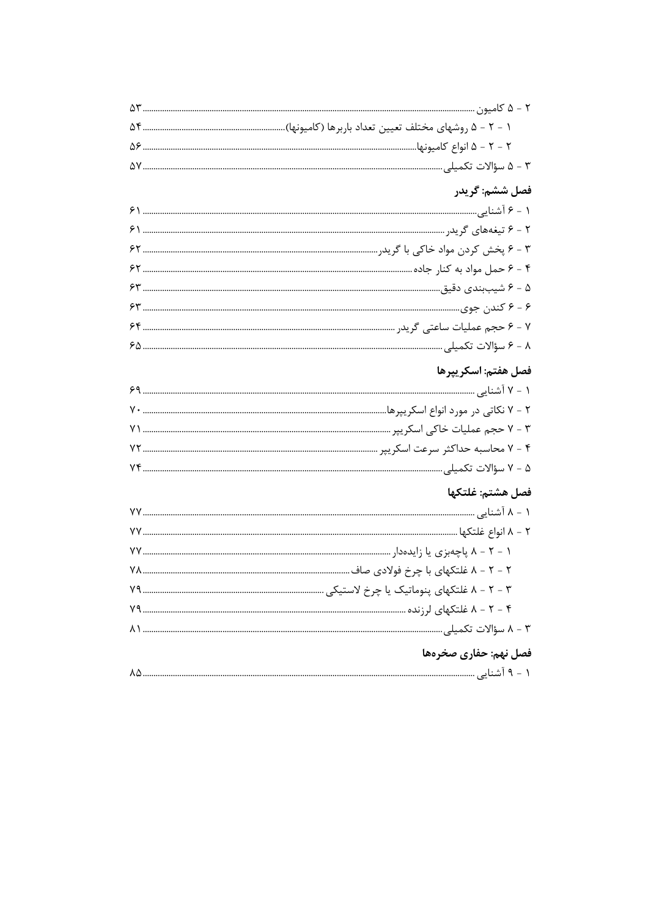۲ - ۵ کامیون ........................................................ ۵۳

۱ - ۲ - ۵ روشهای مختلف تعیین تعداد باربرها (کامیونها)........................................ ۵۴

۲ - ۲ - ۵ انواع کامیونها........................................................ ۵۶

۳ - ۵ سؤالات تکمیلی........................................................ ۵۷

## فصل ششم: گریدر

۱ - ۶ آشنایی........................................................ ۶۱

۲ - ۶ تیغه‌های گریدر ........................................................ ۶۱

۳ - ۶ پخش کردن مواد خاکی با گریدر........................................................ ۶۲

۴ - ۶ حمل مواد به کنار جاده........................................................ ۶۲

۵ - ۶ شیب‌بندی دقیق........................................................ ۶۳

۶ - ۶ کندن جوی........................................................ ۶۳

۷ - ۶ حجم عملیات ساعتی گریدر ........................................................ ۶۴

۸ - ۶ سؤالات تکمیلی........................................................ ۶۵

## فصل هفتم: اسکریپرها

۱ - ۷ آشنایی ........................................................ ۶۹

۲ - ۷ نکاتی در مورد انواع اسکریپرها........................................................ ۷۰

۳ - ۷ حجم عملیات خاکی اسکریپر ........................................................ ۷۱

۴ - ۷ محاسبه حداکثر سرعت اسکریپر ........................................................ ۷۲

۵ - ۷ سؤالات تکمیلی........................................................ ۷۴

## فصل هشتم: غلتکها

۱ - ۸ آشنایی ........................................................ ۷۷

۲ - ۸ انواع غلتکها ........................................................ ۷۷

۱ - ۲ - ۸ پاچه‌بزی یا زایده‌دار ........................................................ ۷۷

۲ - ۲ - ۸ غلتکهای با چرخ فولادی صاف ........................................................ ۷۸

۳ - ۲ - ۸ غلتکهای پنوماتیک یا چرخ لاستیکی ........................................................ ۷۹

۴ - ۲ - ۸ غلتکهای لرزنده ........................................................ ۷۹

۳ - ۸ سؤالات تکمیلی........................................................ ۸۱

## فصل نهم: حفاری صخره‌ها

۱ - ۹ آشنایی ........................................................ ۸۵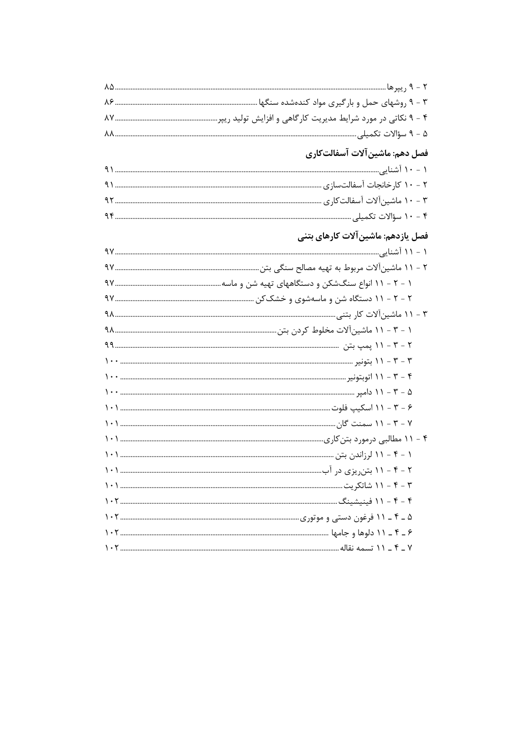۲ - ۹ ریپرها ..... ۸۵

۳ - ۹ روشهای حمل و بارگیری مواد کنده‌شده سنگها ..... ۸۶

۴ - ۹ نکاتی در مورد شرایط مدیریت کارگاهی و افزایش تولید ریپر ..... ۸۷

۵ - ۹ سؤالات تکمیلی ..... ۸۸

## فصل دهم: ماشین‌آلات آسفالت‌کاری

۱ - ۱۰ آشنایی ..... ۹۱

۲ - ۱۰ کارخانجات آسفالت‌سازی ..... ۹۱

۳ - ۱۰ ماشین‌آلات آسفالت‌کاری ..... ۹۲

۴ - ۱۰ سؤالات تکمیلی ..... ۹۴

## فصل یازدهم: ماشین‌آلات کارهای بتنی

۱ - ۱۱ آشنایی ..... ۹۷

۲ - ۱۱ ماشین‌آلات مربوط به تهیه مصالح سنگی بتن ..... ۹۷

۱ - ۲ - ۱۱ انواع سنگ‌شکن و دستگاههای تهیه شن و ماسه ..... ۹۷

۲ - ۲ - ۱۱ دستگاه شن و ماسه‌شوی و خشک‌کن ..... ۹۷

۳ - ۱۱ ماشین‌آلات کار بتنی ..... ۹۸

۱ - ۳ - ۱۱ ماشین‌آلات مخلوط کردن بتن ..... ۹۸

۲ - ۳ - ۱۱ پمپ بتن ..... ۹۹

۳ - ۳ - ۱۱ بتونیر ..... ۱۰۰

۴ - ۳ - ۱۱ اتوبتونیر ..... ۱۰۰

۵ - ۳ - ۱۱ دامپر ..... ۱۰۰

۶ - ۳ - ۱۱ اسکیپ فلوت ..... ۱۰۱

۷ - ۳ - ۱۱ سمنت گان ..... ۱۰۱

۴ - ۱۱ مطالبی درمورد بتن‌کاری ..... ۱۰۱

۱ - ۴ - ۱۱ لرزاندن بتن ..... ۱۰۱

۲ - ۴ - ۱۱ بتن‌ریزی در آب ..... ۱۰۱

۳ - ۴ - ۱۱ شاتکریت ..... ۱۰۱

۴ - ۴ - ۱۱ فینیشینگ ..... ۱۰۲

۵ ـ ۴ ـ ۱۱ فرغون دستی و موتوری ..... ۱۰۲

۶ ـ ۴ ـ ۱۱ دلوها و جامها ..... ۱۰۲

۷ ـ ۴ ـ ۱۱ تسمه نقاله ..... ۱۰۲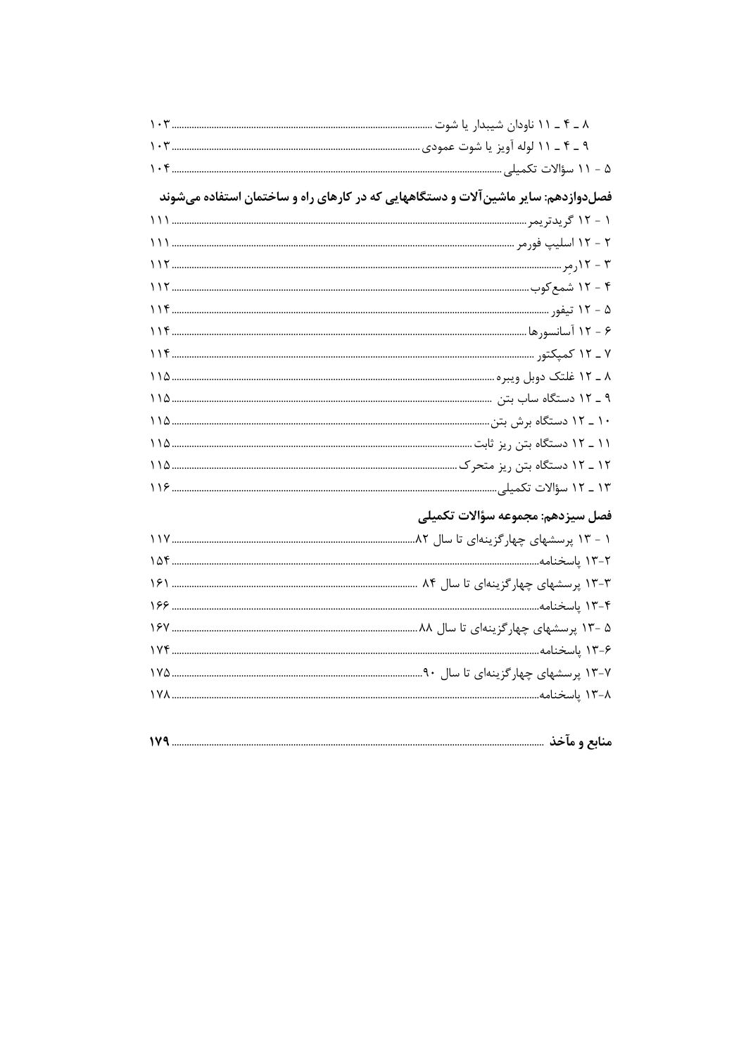۸ ـ ۴ ـ ۱۱ ناودان شیبدار یا شوت ............ ۱۰۳

۹ ـ ۴ ـ ۱۱ لوله آویز یا شوت عمودی ............ ۱۰۳

۵ - ۱۱ سؤالات تکمیلی ............ ۱۰۴

## فصل‌دوازدهم: سایر ماشین‌آلات و دستگاههایی که در کارهای راه و ساختمان استفاده می‌شوند

۱ - ۱۲ گریدتریمر ............ ۱۱۱

۲ - ۱۲ اسلیپ فورمر ............ ۱۱۱

۳ - ۱۲رِمر ............ ۱۱۲

۴ - ۱۲ شمع‌کوب ............ ۱۱۲

۵ - ۱۲ تیفور ............ ۱۱۴

۶ - ۱۲ آسانسورها ............ ۱۱۴

۷ ـ ۱۲ کمپکتور ............ ۱۱۴

۸ ـ ۱۲ غلتک دوبل ویبره ............ ۱۱۵

۹ ـ ۱۲ دستگاه ساب بتن ............ ۱۱۵

۱۰ ـ ۱۲ دستگاه برش بتن ............ ۱۱۵

۱۱ ـ ۱۲ دستگاه بتن ریز ثابت ............ ۱۱۵

۱۲ ـ ۱۲ دستگاه بتن ریز متحرک ............ ۱۱۵

۱۳ ـ ۱۲ سؤالات تکمیلی ............ ۱۱۶

## فصل سیزدهم: مجموعه سؤالات تکمیلی

۱ - ۱۳ پرسشهای چهارگزینه‌ای تا سال ۸۲ ............ ۱۱۷

۱۳-۲ پاسخنامه ............ ۱۵۴

۱۳-۳ پرسشهای چهارگزینه‌ای تا سال ۸۴ ............ ۱۶۱

۱۳-۴ پاسخنامه ............ ۱۶۶

۵ -۱۳ پرسشهای چهارگزینه‌ای تا سال ۸۸ ............ ۱۶۷

۱۳-۶ پاسخنامه ............ ۱۷۴

۱۳-۷ پرسشهای چهارگزینه‌ای تا سال ۹۰ ............ ۱۷۵

۱۳-۸ پاسخنامه ............ ۱۷۸

**منابع و مآخذ ............ ۱۷۹**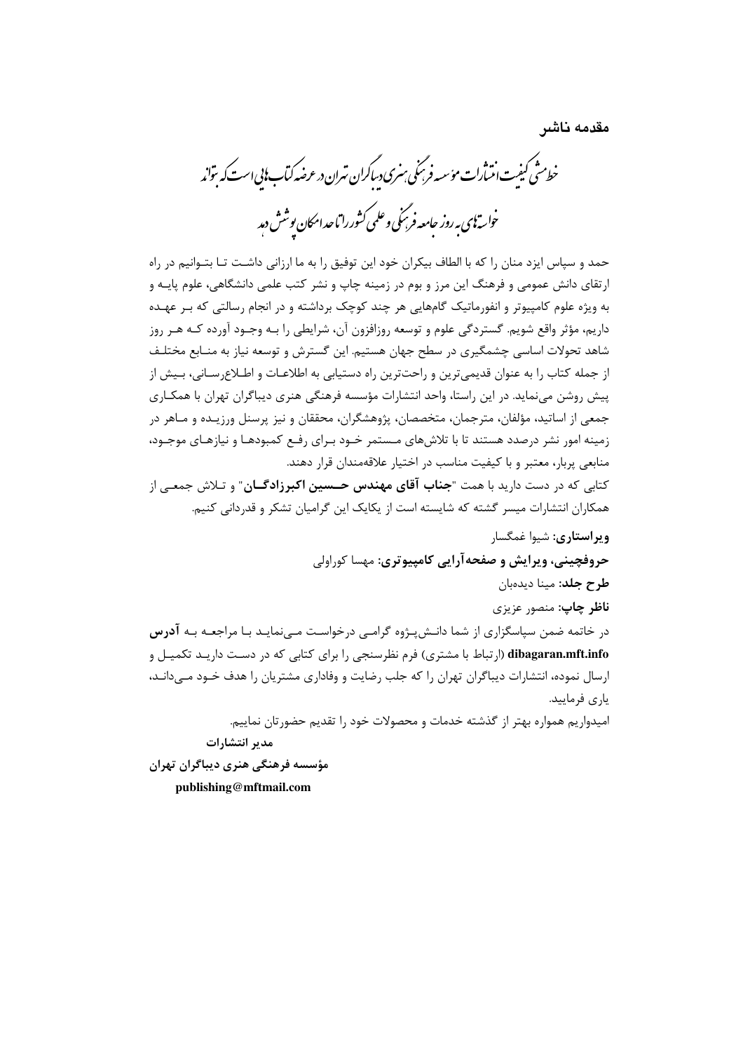## مقدمه ناشر

*خط‌مشی کیفیت انتشارات مؤسسه فرهنگی هنری دیباگران تهران در عرضه کتاب‌هایی است که بتواند خواسته‌های به روز جامعه فرهنگی و علمی کشور را تا حد امکان پوشش دهد*

حمد و سپاس ایزد منان را که با الطاف بیکران خود این توفیق را به ما ارزانی داشت تا بتوانیم در راه ارتقای دانش عمومی و فرهنگ این مرز و بوم در زمینه چاپ و نشر کتب علمی دانشگاهی، علوم پایه و به ویژه علوم کامپیوتر و انفورماتیک گامهایی هر چند کوچک برداشته و در انجام رسالتی که بر عهده داریم، مؤثر واقع شویم. گستردگی علوم و توسعه روزافزون آن، شرایطی را به وجود آورده که هر روز شاهد تحولات اساسی چشمگیری در سطح جهان هستیم. این گسترش و توسعه نیاز به منابع مختلف از جمله کتاب را به عنوان قدیمی‌ترین و راحت‌ترین راه دستیابی به اطلاعات و اطلاع‌رسانی، بیش از پیش روشن می‌نماید. در این راستا، واحد انتشارات مؤسسه فرهنگی هنری دیباگران تهران با همکاری جمعی از اساتید، مؤلفان، مترجمان، متخصصان، پژوهشگران، محققان و نیز پرسنل ورزیده و ماهر در زمینه امور نشر درصدد هستند تا با تلاش‌های مستمر خود برای رفع کمبودها و نیازهای موجود، منابعی پربار، معتبر و با کیفیت مناسب در اختیار علاقمندان قرار دهند.

کتابی که در دست دارید با همت "**جناب آقای مهندس حسین اکبرزادگان**" و تلاش جمعی از همکاران انتشارات میسر گشته که شایسته است از یکایک این گرامیان تشکر و قدردانی کنیم.

**ویراستاری:** شیوا غمگسار

**حروفچینی، ویرایش و صفحه‌آرایی کامپیوتری:** مهسا کوراولی

**طرح جلد:** مینا دیده‌بان

**ناظر چاپ:** منصور عزیزی

در خاتمه ضمن سپاسگزاری از شما دانش‌پژوه گرامی درخواست می‌نماید با مراجعه به **آدرس dibagaran.mft.info** (ارتباط با مشتری) فرم نظرسنجی را برای کتابی که در دست دارید تکمیل و ارسال نموده، انتشارات دیباگران تهران را که جلب رضایت و وفاداری مشتریان را هدف خود می‌داند، یاری فرمایید.

امیدواریم همواره بهتر از گذشته خدمات و محصولات خود را تقدیم حضورتان نماییم.

**مدیر انتشارات**

**مؤسسه فرهنگی هنری دیباگران تهران**

**publishing@mftmail.com**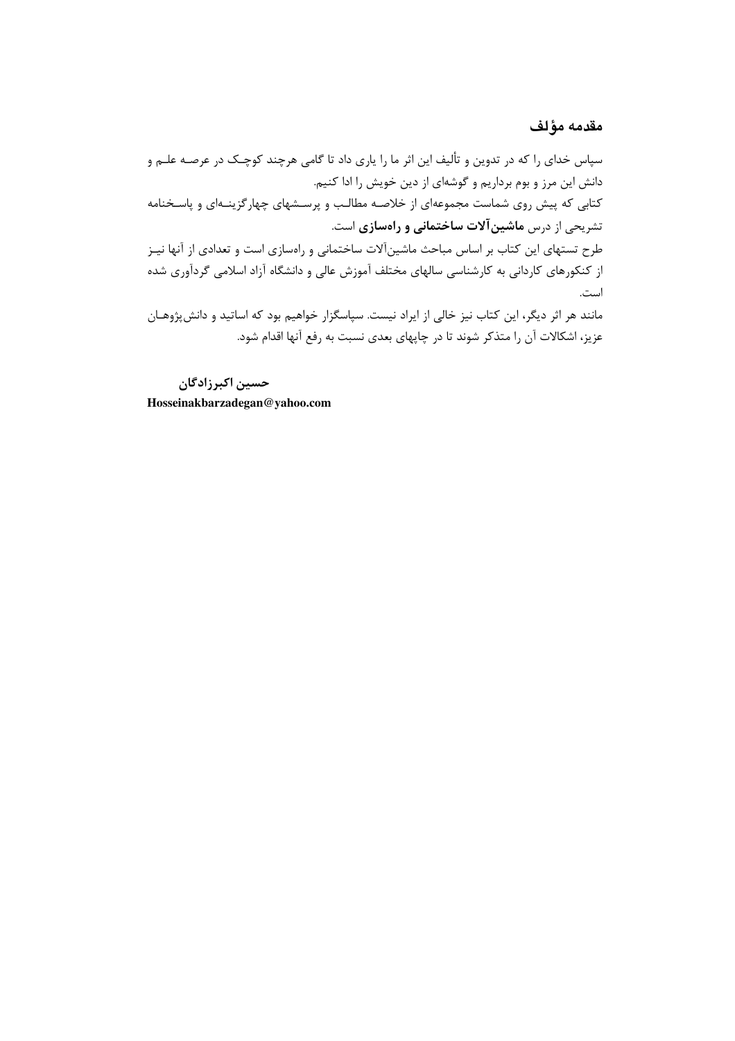## مقدمه مؤلف

سپاس خدای را که در تدوین و تألیف این اثر ما را یاری داد تا گامی هرچند کوچک در عرصه علم و دانش این مرز و بوم برداریم و گوشه‌ای از دین خویش را ادا کنیم.

کتابی که پیش روی شماست مجموعه‌ای از خلاصه مطالب و پرسشهای چهارگزینه‌ای و پاسخنامه تشریحی از درس **ماشین‌آلات ساختمانی و راه‌سازی** است.

طرح تستهای این کتاب بر اساس مباحث ماشین‌آلات ساختمانی و راه‌سازی است و تعدادی از آنها نیز از کنکورهای کاردانی به کارشناسی سالهای مختلف آموزش عالی و دانشگاه آزاد اسلامی گردآوری شده است.

مانند هر اثر دیگر، این کتاب نیز خالی از ایراد نیست. سپاسگزار خواهیم بود که اساتید و دانش‌پژوهان عزیز، اشکالات آن را متذکر شوند تا در چاپهای بعدی نسبت به رفع آنها اقدام شود.

**حسین اکبرزادگان**

**Hosseinakbarzadegan@yahoo.com**